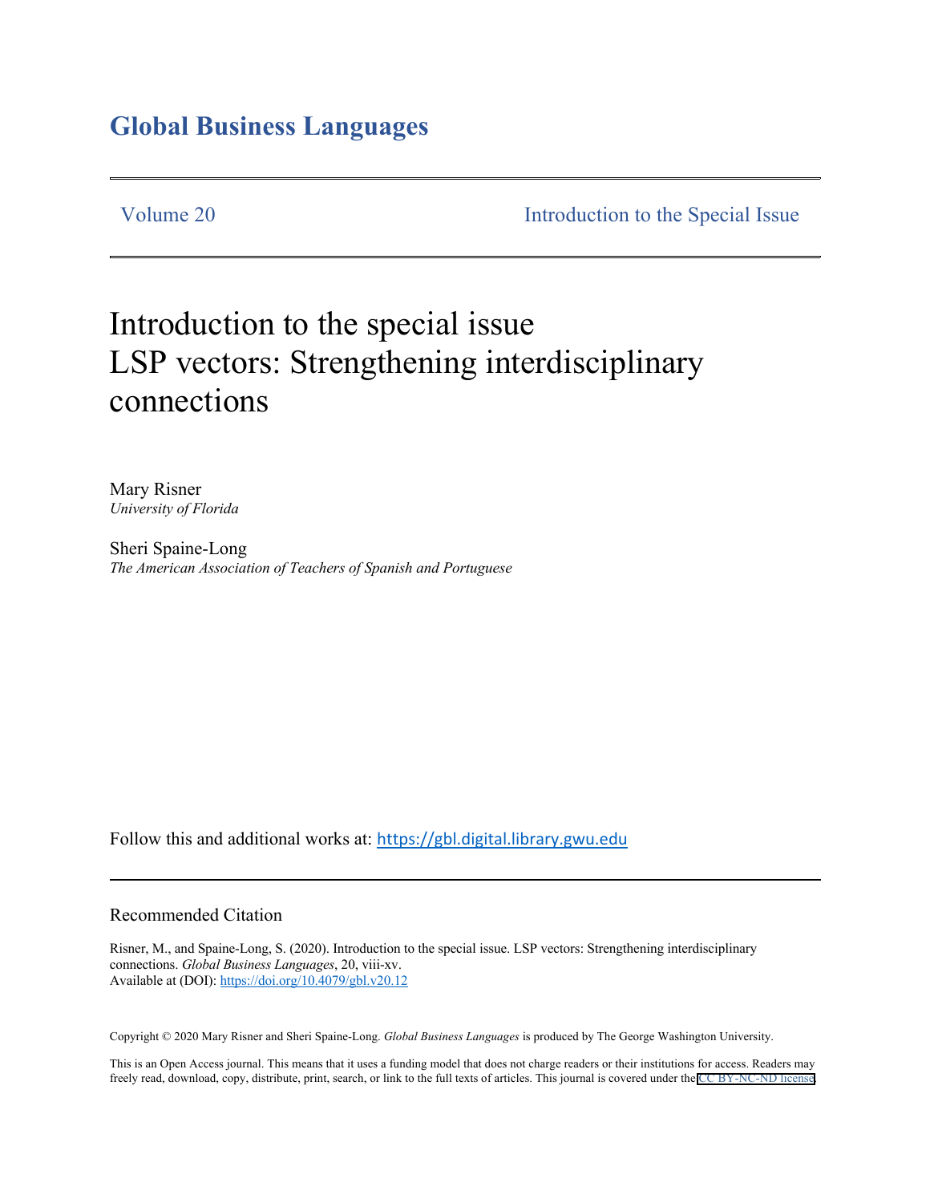# Global Business Languages

Volume 20 Introduction to the Special Issue

# Introduction to the special issue LSP vectors: Strengthening interdisciplinary connections

Mary Risner
*University of Florida*

Sheri Spaine-Long
*The American Association of Teachers of Spanish and Portuguese*

Follow this and additional works at: https://gbl.digital.library.gwu.edu

## Recommended Citation

Risner, M., and Spaine-Long, S. (2020). Introduction to the special issue. LSP vectors: Strengthening interdisciplinary connections. *Global Business Languages*, 20, viii-xv.
Available at (DOI): https://doi.org/10.4079/gbl.v20.12

Copyright © 2020 Mary Risner and Sheri Spaine-Long. *Global Business Languages* is produced by The George Washington University.

This is an Open Access journal. This means that it uses a funding model that does not charge readers or their institutions for access. Readers may freely read, download, copy, distribute, print, search, or link to the full texts of articles. This journal is covered under the CC BY-NC-ND license.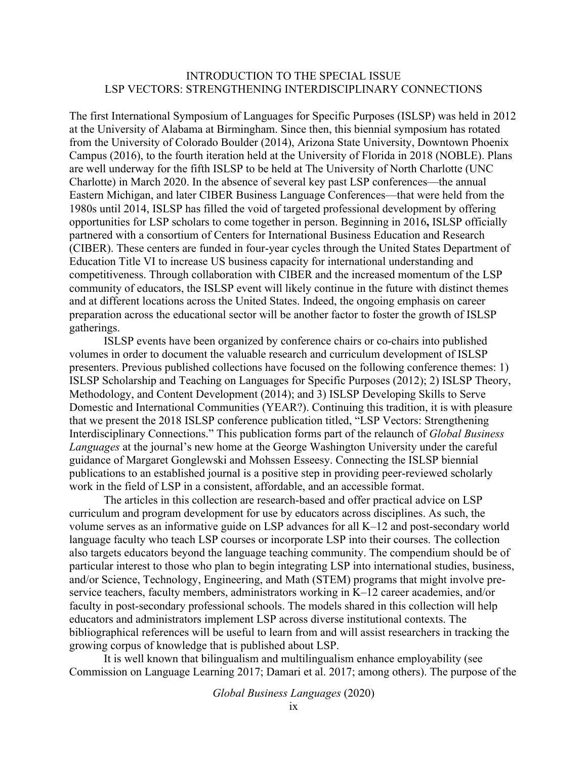# INTRODUCTION TO THE SPECIAL ISSUE
## LSP VECTORS: STRENGTHENING INTERDISCIPLINARY CONNECTIONS

The first International Symposium of Languages for Specific Purposes (ISLSP) was held in 2012 at the University of Alabama at Birmingham. Since then, this biennial symposium has rotated from the University of Colorado Boulder (2014), Arizona State University, Downtown Phoenix Campus (2016), to the fourth iteration held at the University of Florida in 2018 (NOBLE). Plans are well underway for the fifth ISLSP to be held at The University of North Charlotte (UNC Charlotte) in March 2020. In the absence of several key past LSP conferences—the annual Eastern Michigan, and later CIBER Business Language Conferences—that were held from the 1980s until 2014, ISLSP has filled the void of targeted professional development by offering opportunities for LSP scholars to come together in person. Beginning in 2016**,** ISLSP officially partnered with a consortium of Centers for International Business Education and Research (CIBER). These centers are funded in four-year cycles through the United States Department of Education Title VI to increase US business capacity for international understanding and competitiveness. Through collaboration with CIBER and the increased momentum of the LSP community of educators, the ISLSP event will likely continue in the future with distinct themes and at different locations across the United States. Indeed, the ongoing emphasis on career preparation across the educational sector will be another factor to foster the growth of ISLSP gatherings.

ISLSP events have been organized by conference chairs or co-chairs into published volumes in order to document the valuable research and curriculum development of ISLSP presenters. Previous published collections have focused on the following conference themes: 1) ISLSP Scholarship and Teaching on Languages for Specific Purposes (2012); 2) ISLSP Theory, Methodology, and Content Development (2014); and 3) ISLSP Developing Skills to Serve Domestic and International Communities (YEAR?). Continuing this tradition, it is with pleasure that we present the 2018 ISLSP conference publication titled, "LSP Vectors: Strengthening Interdisciplinary Connections." This publication forms part of the relaunch of *Global Business Languages* at the journal's new home at the George Washington University under the careful guidance of Margaret Gonglewski and Mohssen Esseesy. Connecting the ISLSP biennial publications to an established journal is a positive step in providing peer-reviewed scholarly work in the field of LSP in a consistent, affordable, and an accessible format.

The articles in this collection are research-based and offer practical advice on LSP curriculum and program development for use by educators across disciplines. As such, the volume serves as an informative guide on LSP advances for all K–12 and post-secondary world language faculty who teach LSP courses or incorporate LSP into their courses. The collection also targets educators beyond the language teaching community. The compendium should be of particular interest to those who plan to begin integrating LSP into international studies, business, and/or Science, Technology, Engineering, and Math (STEM) programs that might involve pre-service teachers, faculty members, administrators working in K–12 career academies, and/or faculty in post-secondary professional schools. The models shared in this collection will help educators and administrators implement LSP across diverse institutional contexts. The bibliographical references will be useful to learn from and will assist researchers in tracking the growing corpus of knowledge that is published about LSP.

It is well known that bilingualism and multilingualism enhance employability (see Commission on Language Learning 2017; Damari et al. 2017; among others). The purpose of the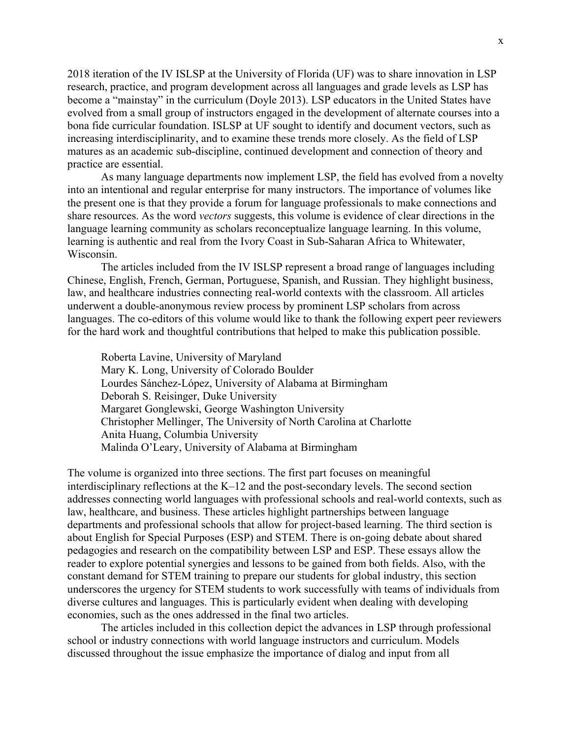2018 iteration of the IV ISLSP at the University of Florida (UF) was to share innovation in LSP research, practice, and program development across all languages and grade levels as LSP has become a "mainstay" in the curriculum (Doyle 2013). LSP educators in the United States have evolved from a small group of instructors engaged in the development of alternate courses into a bona fide curricular foundation. ISLSP at UF sought to identify and document vectors, such as increasing interdisciplinarity, and to examine these trends more closely. As the field of LSP matures as an academic sub-discipline, continued development and connection of theory and practice are essential.

As many language departments now implement LSP, the field has evolved from a novelty into an intentional and regular enterprise for many instructors. The importance of volumes like the present one is that they provide a forum for language professionals to make connections and share resources. As the word *vectors* suggests, this volume is evidence of clear directions in the language learning community as scholars reconceptualize language learning. In this volume, learning is authentic and real from the Ivory Coast in Sub-Saharan Africa to Whitewater, Wisconsin.

The articles included from the IV ISLSP represent a broad range of languages including Chinese, English, French, German, Portuguese, Spanish, and Russian. They highlight business, law, and healthcare industries connecting real-world contexts with the classroom. All articles underwent a double-anonymous review process by prominent LSP scholars from across languages. The co-editors of this volume would like to thank the following expert peer reviewers for the hard work and thoughtful contributions that helped to make this publication possible.

Roberta Lavine, University of Maryland
Mary K. Long, University of Colorado Boulder
Lourdes Sánchez-López, University of Alabama at Birmingham
Deborah S. Reisinger, Duke University
Margaret Gonglewski, George Washington University
Christopher Mellinger, The University of North Carolina at Charlotte
Anita Huang, Columbia University
Malinda O'Leary, University of Alabama at Birmingham

The volume is organized into three sections. The first part focuses on meaningful interdisciplinary reflections at the K–12 and the post-secondary levels. The second section addresses connecting world languages with professional schools and real-world contexts, such as law, healthcare, and business. These articles highlight partnerships between language departments and professional schools that allow for project-based learning. The third section is about English for Special Purposes (ESP) and STEM. There is on-going debate about shared pedagogies and research on the compatibility between LSP and ESP. These essays allow the reader to explore potential synergies and lessons to be gained from both fields. Also, with the constant demand for STEM training to prepare our students for global industry, this section underscores the urgency for STEM students to work successfully with teams of individuals from diverse cultures and languages. This is particularly evident when dealing with developing economies, such as the ones addressed in the final two articles.

The articles included in this collection depict the advances in LSP through professional school or industry connections with world language instructors and curriculum. Models discussed throughout the issue emphasize the importance of dialog and input from all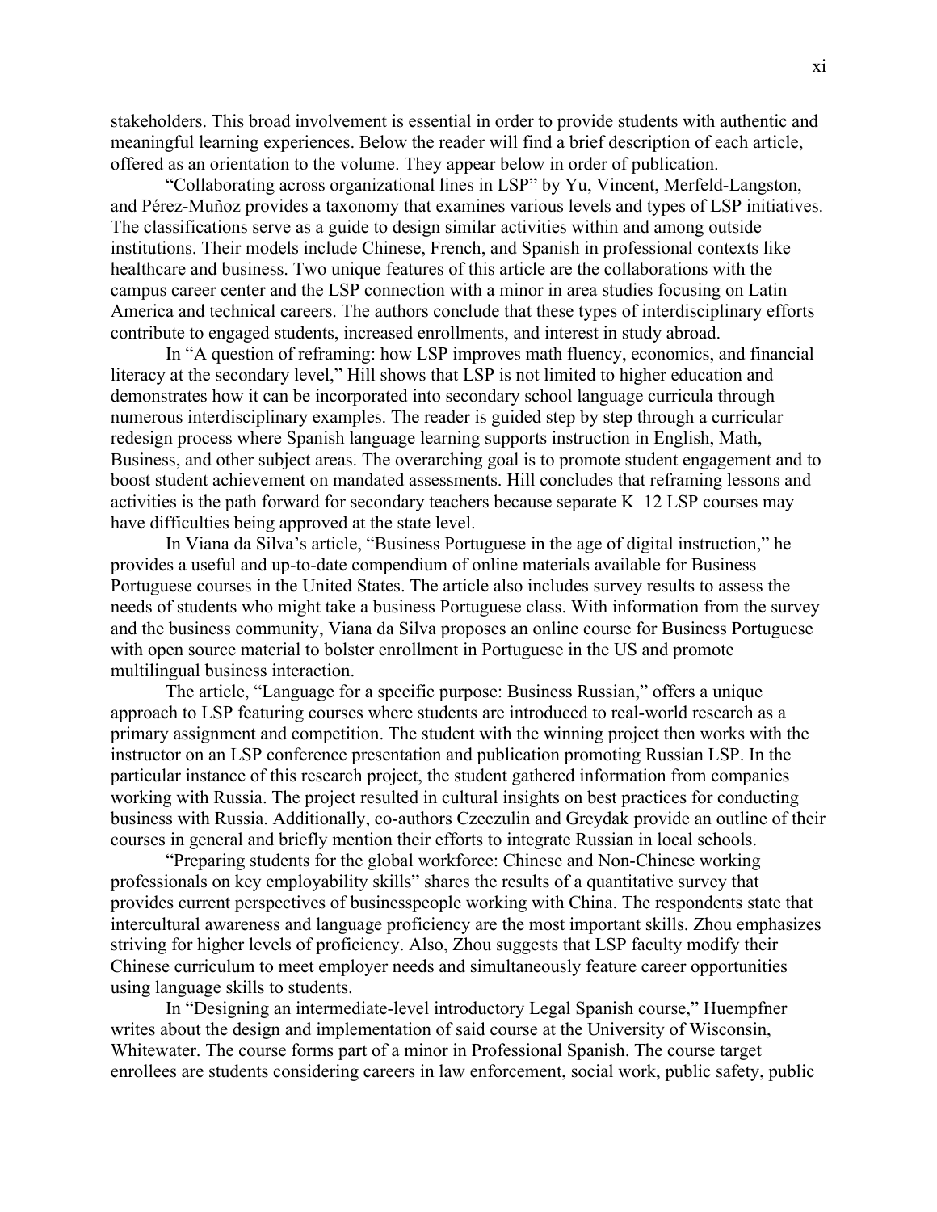stakeholders. This broad involvement is essential in order to provide students with authentic and meaningful learning experiences. Below the reader will find a brief description of each article, offered as an orientation to the volume. They appear below in order of publication.

"Collaborating across organizational lines in LSP" by Yu, Vincent, Merfeld-Langston, and Pérez-Muñoz provides a taxonomy that examines various levels and types of LSP initiatives. The classifications serve as a guide to design similar activities within and among outside institutions. Their models include Chinese, French, and Spanish in professional contexts like healthcare and business. Two unique features of this article are the collaborations with the campus career center and the LSP connection with a minor in area studies focusing on Latin America and technical careers. The authors conclude that these types of interdisciplinary efforts contribute to engaged students, increased enrollments, and interest in study abroad.

In "A question of reframing: how LSP improves math fluency, economics, and financial literacy at the secondary level," Hill shows that LSP is not limited to higher education and demonstrates how it can be incorporated into secondary school language curricula through numerous interdisciplinary examples. The reader is guided step by step through a curricular redesign process where Spanish language learning supports instruction in English, Math, Business, and other subject areas. The overarching goal is to promote student engagement and to boost student achievement on mandated assessments. Hill concludes that reframing lessons and activities is the path forward for secondary teachers because separate K–12 LSP courses may have difficulties being approved at the state level.

In Viana da Silva's article, "Business Portuguese in the age of digital instruction," he provides a useful and up-to-date compendium of online materials available for Business Portuguese courses in the United States. The article also includes survey results to assess the needs of students who might take a business Portuguese class. With information from the survey and the business community, Viana da Silva proposes an online course for Business Portuguese with open source material to bolster enrollment in Portuguese in the US and promote multilingual business interaction.

The article, "Language for a specific purpose: Business Russian," offers a unique approach to LSP featuring courses where students are introduced to real-world research as a primary assignment and competition. The student with the winning project then works with the instructor on an LSP conference presentation and publication promoting Russian LSP. In the particular instance of this research project, the student gathered information from companies working with Russia. The project resulted in cultural insights on best practices for conducting business with Russia. Additionally, co-authors Czeczulin and Greydak provide an outline of their courses in general and briefly mention their efforts to integrate Russian in local schools.

"Preparing students for the global workforce: Chinese and Non-Chinese working professionals on key employability skills" shares the results of a quantitative survey that provides current perspectives of businesspeople working with China. The respondents state that intercultural awareness and language proficiency are the most important skills. Zhou emphasizes striving for higher levels of proficiency. Also, Zhou suggests that LSP faculty modify their Chinese curriculum to meet employer needs and simultaneously feature career opportunities using language skills to students.

In "Designing an intermediate-level introductory Legal Spanish course," Huempfner writes about the design and implementation of said course at the University of Wisconsin, Whitewater. The course forms part of a minor in Professional Spanish. The course target enrollees are students considering careers in law enforcement, social work, public safety, public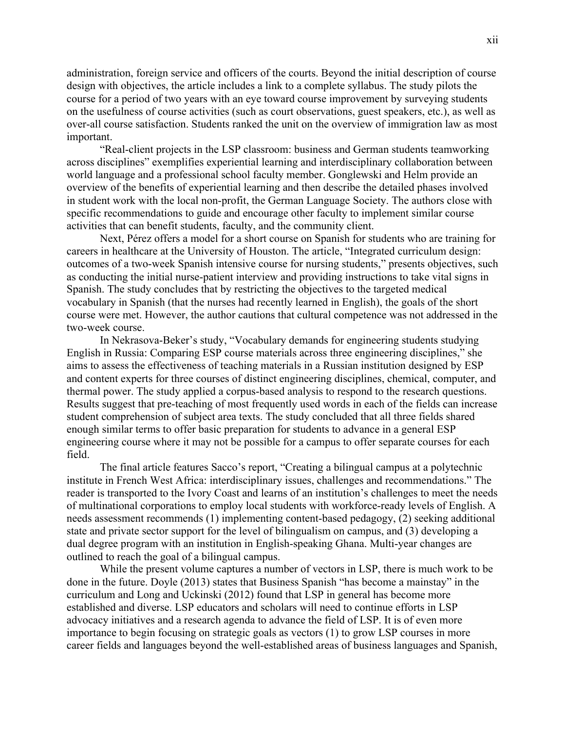administration, foreign service and officers of the courts. Beyond the initial description of course design with objectives, the article includes a link to a complete syllabus. The study pilots the course for a period of two years with an eye toward course improvement by surveying students on the usefulness of course activities (such as court observations, guest speakers, etc.), as well as over-all course satisfaction. Students ranked the unit on the overview of immigration law as most important.

"Real-client projects in the LSP classroom: business and German students teamworking across disciplines" exemplifies experiential learning and interdisciplinary collaboration between world language and a professional school faculty member. Gonglewski and Helm provide an overview of the benefits of experiential learning and then describe the detailed phases involved in student work with the local non-profit, the German Language Society. The authors close with specific recommendations to guide and encourage other faculty to implement similar course activities that can benefit students, faculty, and the community client.

Next, Pérez offers a model for a short course on Spanish for students who are training for careers in healthcare at the University of Houston. The article, "Integrated curriculum design: outcomes of a two-week Spanish intensive course for nursing students," presents objectives, such as conducting the initial nurse-patient interview and providing instructions to take vital signs in Spanish. The study concludes that by restricting the objectives to the targeted medical vocabulary in Spanish (that the nurses had recently learned in English), the goals of the short course were met. However, the author cautions that cultural competence was not addressed in the two-week course.

In Nekrasova-Beker's study, "Vocabulary demands for engineering students studying English in Russia: Comparing ESP course materials across three engineering disciplines," she aims to assess the effectiveness of teaching materials in a Russian institution designed by ESP and content experts for three courses of distinct engineering disciplines, chemical, computer, and thermal power. The study applied a corpus-based analysis to respond to the research questions. Results suggest that pre-teaching of most frequently used words in each of the fields can increase student comprehension of subject area texts. The study concluded that all three fields shared enough similar terms to offer basic preparation for students to advance in a general ESP engineering course where it may not be possible for a campus to offer separate courses for each field.

The final article features Sacco's report, "Creating a bilingual campus at a polytechnic institute in French West Africa: interdisciplinary issues, challenges and recommendations." The reader is transported to the Ivory Coast and learns of an institution's challenges to meet the needs of multinational corporations to employ local students with workforce-ready levels of English. A needs assessment recommends (1) implementing content-based pedagogy, (2) seeking additional state and private sector support for the level of bilingualism on campus, and (3) developing a dual degree program with an institution in English-speaking Ghana. Multi-year changes are outlined to reach the goal of a bilingual campus.

While the present volume captures a number of vectors in LSP, there is much work to be done in the future. Doyle (2013) states that Business Spanish "has become a mainstay" in the curriculum and Long and Uckinski (2012) found that LSP in general has become more established and diverse. LSP educators and scholars will need to continue efforts in LSP advocacy initiatives and a research agenda to advance the field of LSP. It is of even more importance to begin focusing on strategic goals as vectors (1) to grow LSP courses in more career fields and languages beyond the well-established areas of business languages and Spanish,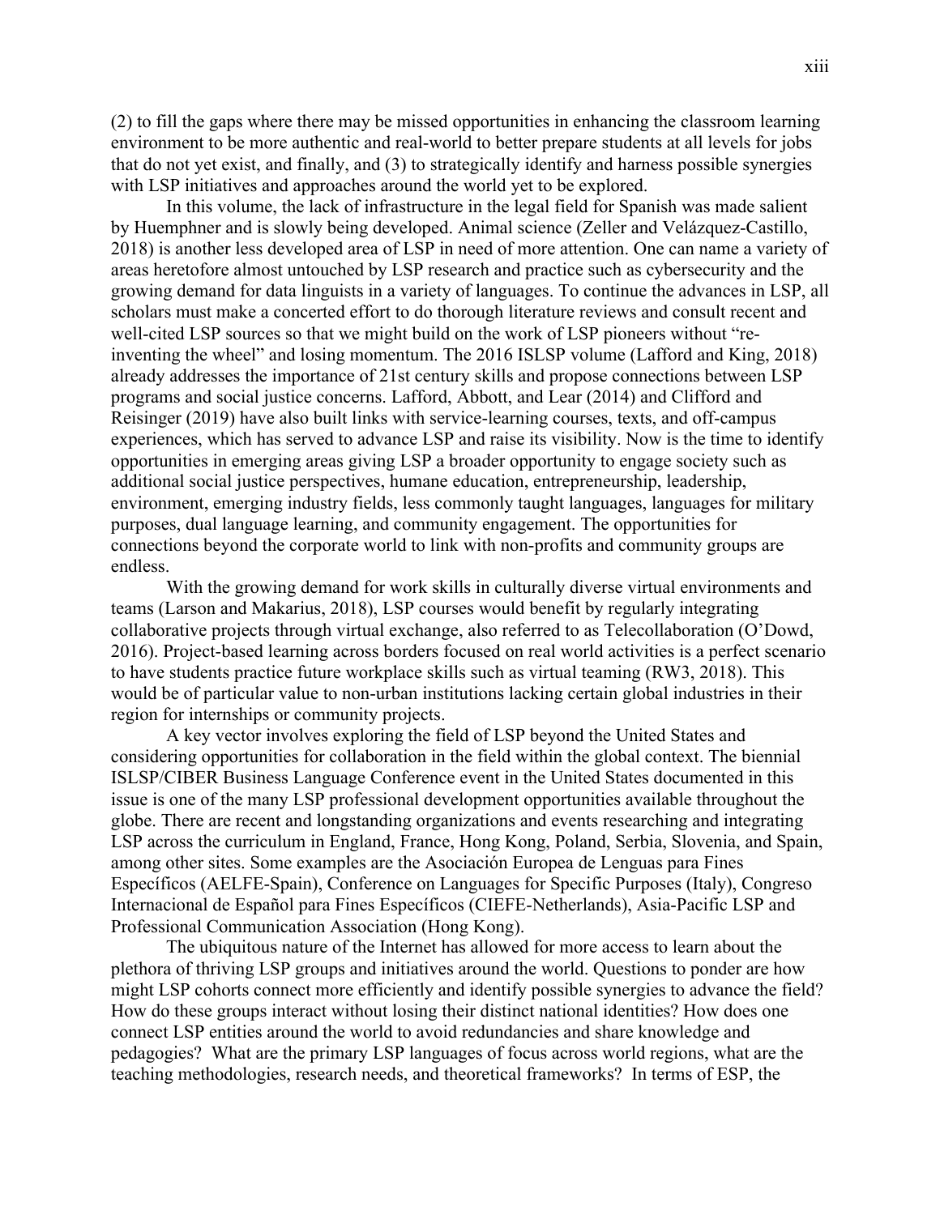(2) to fill the gaps where there may be missed opportunities in enhancing the classroom learning environment to be more authentic and real-world to better prepare students at all levels for jobs that do not yet exist, and finally, and (3) to strategically identify and harness possible synergies with LSP initiatives and approaches around the world yet to be explored.

In this volume, the lack of infrastructure in the legal field for Spanish was made salient by Huemphner and is slowly being developed. Animal science (Zeller and Velázquez-Castillo, 2018) is another less developed area of LSP in need of more attention. One can name a variety of areas heretofore almost untouched by LSP research and practice such as cybersecurity and the growing demand for data linguists in a variety of languages. To continue the advances in LSP, all scholars must make a concerted effort to do thorough literature reviews and consult recent and well-cited LSP sources so that we might build on the work of LSP pioneers without "re-inventing the wheel" and losing momentum. The 2016 ISLSP volume (Lafford and King, 2018) already addresses the importance of 21st century skills and propose connections between LSP programs and social justice concerns. Lafford, Abbott, and Lear (2014) and Clifford and Reisinger (2019) have also built links with service-learning courses, texts, and off-campus experiences, which has served to advance LSP and raise its visibility. Now is the time to identify opportunities in emerging areas giving LSP a broader opportunity to engage society such as additional social justice perspectives, humane education, entrepreneurship, leadership, environment, emerging industry fields, less commonly taught languages, languages for military purposes, dual language learning, and community engagement. The opportunities for connections beyond the corporate world to link with non-profits and community groups are endless.

With the growing demand for work skills in culturally diverse virtual environments and teams (Larson and Makarius, 2018), LSP courses would benefit by regularly integrating collaborative projects through virtual exchange, also referred to as Telecollaboration (O'Dowd, 2016). Project-based learning across borders focused on real world activities is a perfect scenario to have students practice future workplace skills such as virtual teaming (RW3, 2018). This would be of particular value to non-urban institutions lacking certain global industries in their region for internships or community projects.

A key vector involves exploring the field of LSP beyond the United States and considering opportunities for collaboration in the field within the global context. The biennial ISLSP/CIBER Business Language Conference event in the United States documented in this issue is one of the many LSP professional development opportunities available throughout the globe. There are recent and longstanding organizations and events researching and integrating LSP across the curriculum in England, France, Hong Kong, Poland, Serbia, Slovenia, and Spain, among other sites. Some examples are the Asociación Europea de Lenguas para Fines Específicos (AELFE-Spain), Conference on Languages for Specific Purposes (Italy), Congreso Internacional de Español para Fines Específicos (CIEFE-Netherlands), Asia-Pacific LSP and Professional Communication Association (Hong Kong).

The ubiquitous nature of the Internet has allowed for more access to learn about the plethora of thriving LSP groups and initiatives around the world. Questions to ponder are how might LSP cohorts connect more efficiently and identify possible synergies to advance the field? How do these groups interact without losing their distinct national identities? How does one connect LSP entities around the world to avoid redundancies and share knowledge and pedagogies? What are the primary LSP languages of focus across world regions, what are the teaching methodologies, research needs, and theoretical frameworks? In terms of ESP, the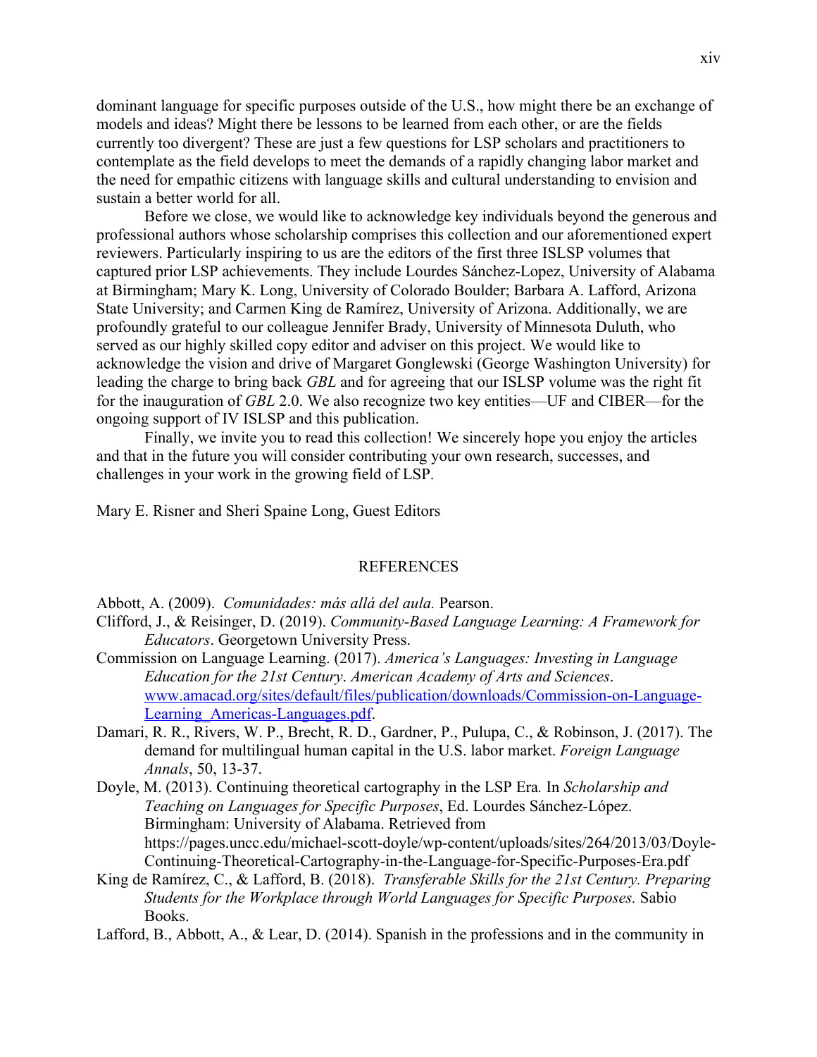dominant language for specific purposes outside of the U.S., how might there be an exchange of models and ideas? Might there be lessons to be learned from each other, or are the fields currently too divergent? These are just a few questions for LSP scholars and practitioners to contemplate as the field develops to meet the demands of a rapidly changing labor market and the need for empathic citizens with language skills and cultural understanding to envision and sustain a better world for all.

Before we close, we would like to acknowledge key individuals beyond the generous and professional authors whose scholarship comprises this collection and our aforementioned expert reviewers. Particularly inspiring to us are the editors of the first three ISLSP volumes that captured prior LSP achievements. They include Lourdes Sánchez-Lopez, University of Alabama at Birmingham; Mary K. Long, University of Colorado Boulder; Barbara A. Lafford, Arizona State University; and Carmen King de Ramírez, University of Arizona. Additionally, we are profoundly grateful to our colleague Jennifer Brady, University of Minnesota Duluth, who served as our highly skilled copy editor and adviser on this project. We would like to acknowledge the vision and drive of Margaret Gonglewski (George Washington University) for leading the charge to bring back *GBL* and for agreeing that our ISLSP volume was the right fit for the inauguration of *GBL* 2.0. We also recognize two key entities—UF and CIBER—for the ongoing support of IV ISLSP and this publication.

Finally, we invite you to read this collection! We sincerely hope you enjoy the articles and that in the future you will consider contributing your own research, successes, and challenges in your work in the growing field of LSP.

Mary E. Risner and Sheri Spaine Long, Guest Editors

## REFERENCES

Abbott, A. (2009). *Comunidades: más allá del aula.* Pearson.

Clifford, J., & Reisinger, D. (2019). *Community-Based Language Learning: A Framework for Educators*. Georgetown University Press.

Commission on Language Learning. (2017). *America's Languages: Investing in Language Education for the 21st Century*. *American Academy of Arts and Sciences*. www.amacad.org/sites/default/files/publication/downloads/Commission-on-Language-Learning_Americas-Languages.pdf.

Damari, R. R., Rivers, W. P., Brecht, R. D., Gardner, P., Pulupa, C., & Robinson, J. (2017). The demand for multilingual human capital in the U.S. labor market. *Foreign Language Annals*, 50, 13-37.

Doyle, M. (2013). Continuing theoretical cartography in the LSP Era. In *Scholarship and Teaching on Languages for Specific Purposes*, Ed. Lourdes Sánchez-López. Birmingham: University of Alabama. Retrieved from https://pages.uncc.edu/michael-scott-doyle/wp-content/uploads/sites/264/2013/03/Doyle-Continuing-Theoretical-Cartography-in-the-Language-for-Specific-Purposes-Era.pdf

King de Ramírez, C., & Lafford, B. (2018). *Transferable Skills for the 21st Century. Preparing Students for the Workplace through World Languages for Specific Purposes.* Sabio Books.

Lafford, B., Abbott, A., & Lear, D. (2014). Spanish in the professions and in the community in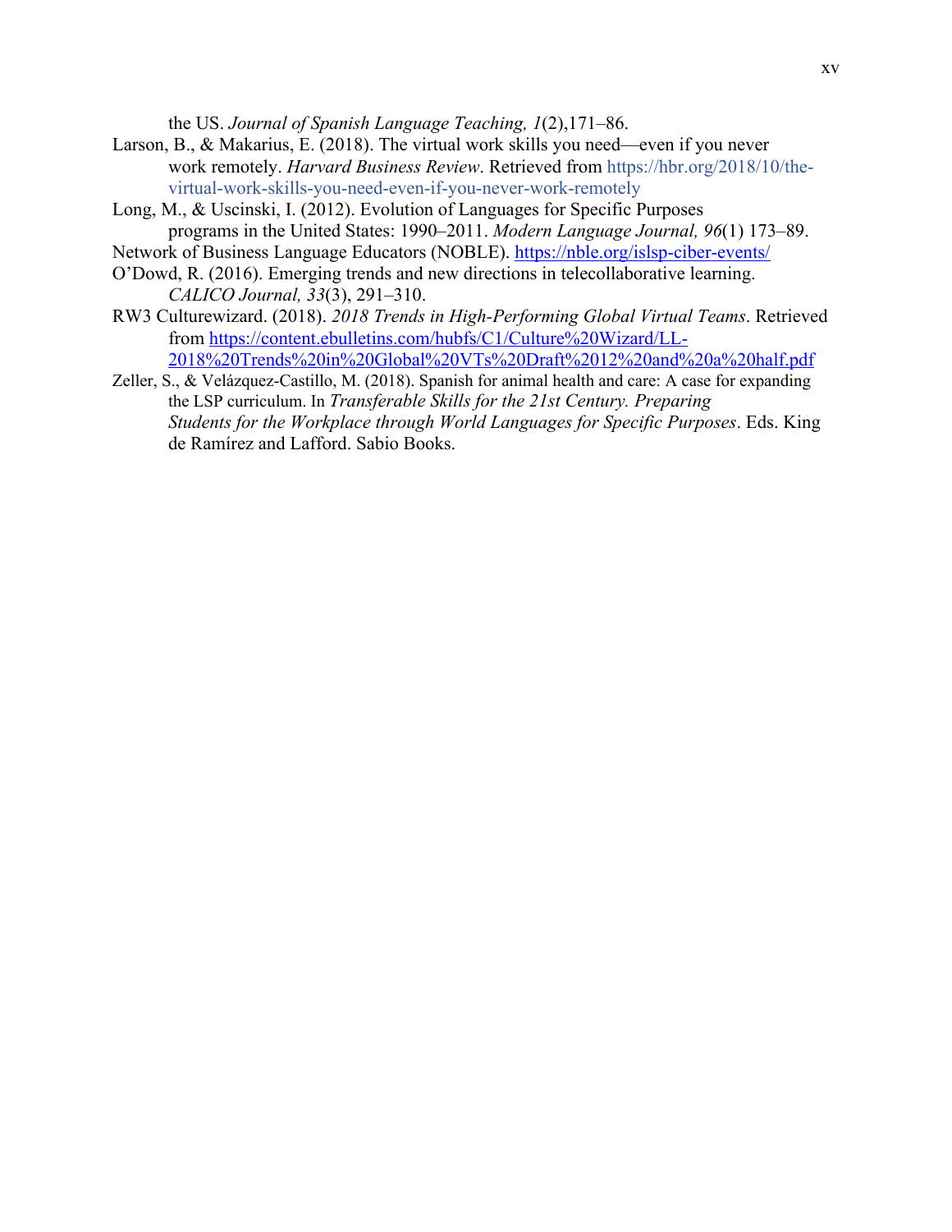the US. *Journal of Spanish Language Teaching, 1*(2),171–86.

Larson, B., & Makarius, E. (2018). The virtual work skills you need—even if you never work remotely. *Harvard Business Review*. Retrieved from https://hbr.org/2018/10/the-virtual-work-skills-you-need-even-if-you-never-work-remotely

Long, M., & Uscinski, I. (2012). Evolution of Languages for Specific Purposes programs in the United States: 1990–2011. *Modern Language Journal, 96*(1) 173–89.

Network of Business Language Educators (NOBLE). https://nble.org/islsp-ciber-events/

O'Dowd, R. (2016). Emerging trends and new directions in telecollaborative learning. *CALICO Journal, 33*(3), 291–310.

RW3 Culturewizard. (2018). *2018 Trends in High-Performing Global Virtual Teams*. Retrieved from https://content.ebulletins.com/hubfs/C1/Culture%20Wizard/LL-2018%20Trends%20in%20Global%20VTs%20Draft%2012%20and%20a%20half.pdf

Zeller, S., & Velázquez-Castillo, M. (2018). Spanish for animal health and care: A case for expanding the LSP curriculum. In *Transferable Skills for the 21st Century. Preparing Students for the Workplace through World Languages for Specific Purposes*. Eds. King de Ramírez and Lafford. Sabio Books.